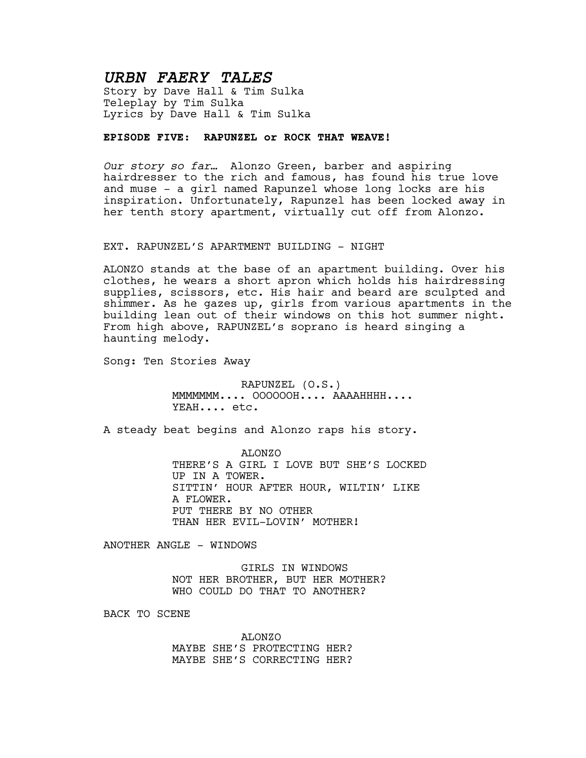# *URBN FAERY TALES*

Story by Dave Hall & Tim Sulka
Teleplay by Tim Sulka
Lyrics by Dave Hall & Tim Sulka

**EPISODE FIVE: RAPUNZEL or ROCK THAT WEAVE!**

*Our story so far…* Alonzo Green, barber and aspiring hairdresser to the rich and famous, has found his true love and muse - a girl named Rapunzel whose long locks are his inspiration. Unfortunately, Rapunzel has been locked away in her tenth story apartment, virtually cut off from Alonzo.

EXT. RAPUNZEL'S APARTMENT BUILDING - NIGHT

ALONZO stands at the base of an apartment building. Over his clothes, he wears a short apron which holds his hairdressing supplies, scissors, etc. His hair and beard are sculpted and shimmer. As he gazes up, girls from various apartments in the building lean out of their windows on this hot summer night. From high above, RAPUNZEL's soprano is heard singing a haunting melody.

Song: Ten Stories Away

RAPUNZEL (O.S.)
MMMMMMM.... OOOOOOH.... AAAAHHHH....
YEAH.... etc.

A steady beat begins and Alonzo raps his story.

ALONZO
THERE'S A GIRL I LOVE BUT SHE'S LOCKED
UP IN A TOWER.
SITTIN' HOUR AFTER HOUR, WILTIN' LIKE
A FLOWER.
PUT THERE BY NO OTHER
THAN HER EVIL-LOVIN' MOTHER!

ANOTHER ANGLE - WINDOWS

GIRLS IN WINDOWS
NOT HER BROTHER, BUT HER MOTHER?
WHO COULD DO THAT TO ANOTHER?

BACK TO SCENE

ALONZO
MAYBE SHE'S PROTECTING HER?
MAYBE SHE'S CORRECTING HER?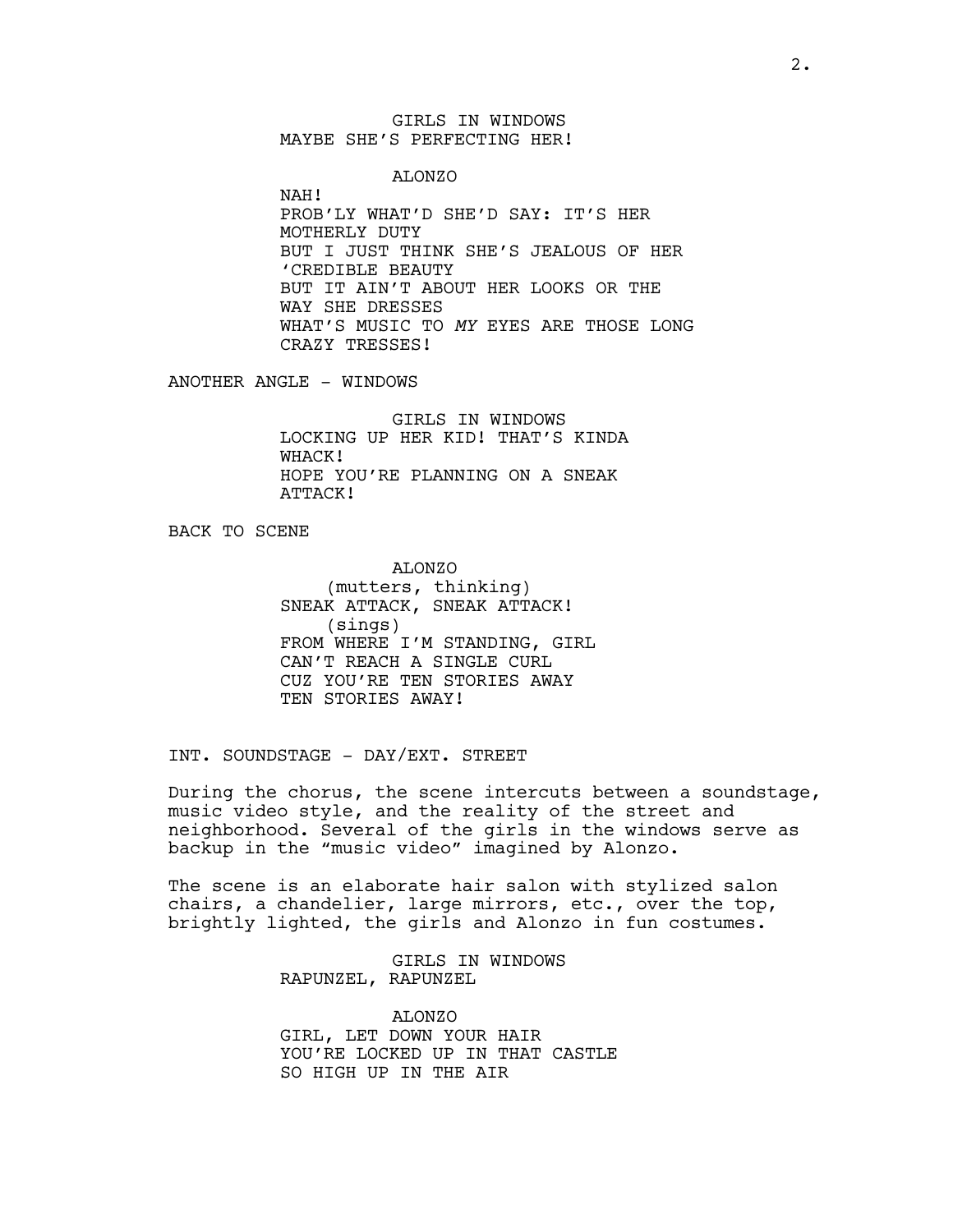GIRLS IN WINDOWS
MAYBE SHE'S PERFECTING HER!

ALONZO
NAH!
PROB'LY WHAT'D SHE'D SAY: IT'S HER
MOTHERLY DUTY
BUT I JUST THINK SHE'S JEALOUS OF HER
'CREDIBLE BEAUTY
BUT IT AIN'T ABOUT HER LOOKS OR THE
WAY SHE DRESSES
WHAT'S MUSIC TO *MY* EYES ARE THOSE LONG
CRAZY TRESSES!

ANOTHER ANGLE - WINDOWS

GIRLS IN WINDOWS
LOCKING UP HER KID! THAT'S KINDA
WHACK!
HOPE YOU'RE PLANNING ON A SNEAK
ATTACK!

BACK TO SCENE

ALONZO
(mutters, thinking)
SNEAK ATTACK, SNEAK ATTACK!
(sings)
FROM WHERE I'M STANDING, GIRL
CAN'T REACH A SINGLE CURL
CUZ YOU'RE TEN STORIES AWAY
TEN STORIES AWAY!

INT. SOUNDSTAGE - DAY/EXT. STREET

During the chorus, the scene intercuts between a soundstage, music video style, and the reality of the street and neighborhood. Several of the girls in the windows serve as backup in the "music video" imagined by Alonzo.

The scene is an elaborate hair salon with stylized salon chairs, a chandelier, large mirrors, etc., over the top, brightly lighted, the girls and Alonzo in fun costumes.

GIRLS IN WINDOWS
RAPUNZEL, RAPUNZEL

ALONZO
GIRL, LET DOWN YOUR HAIR
YOU'RE LOCKED UP IN THAT CASTLE
SO HIGH UP IN THE AIR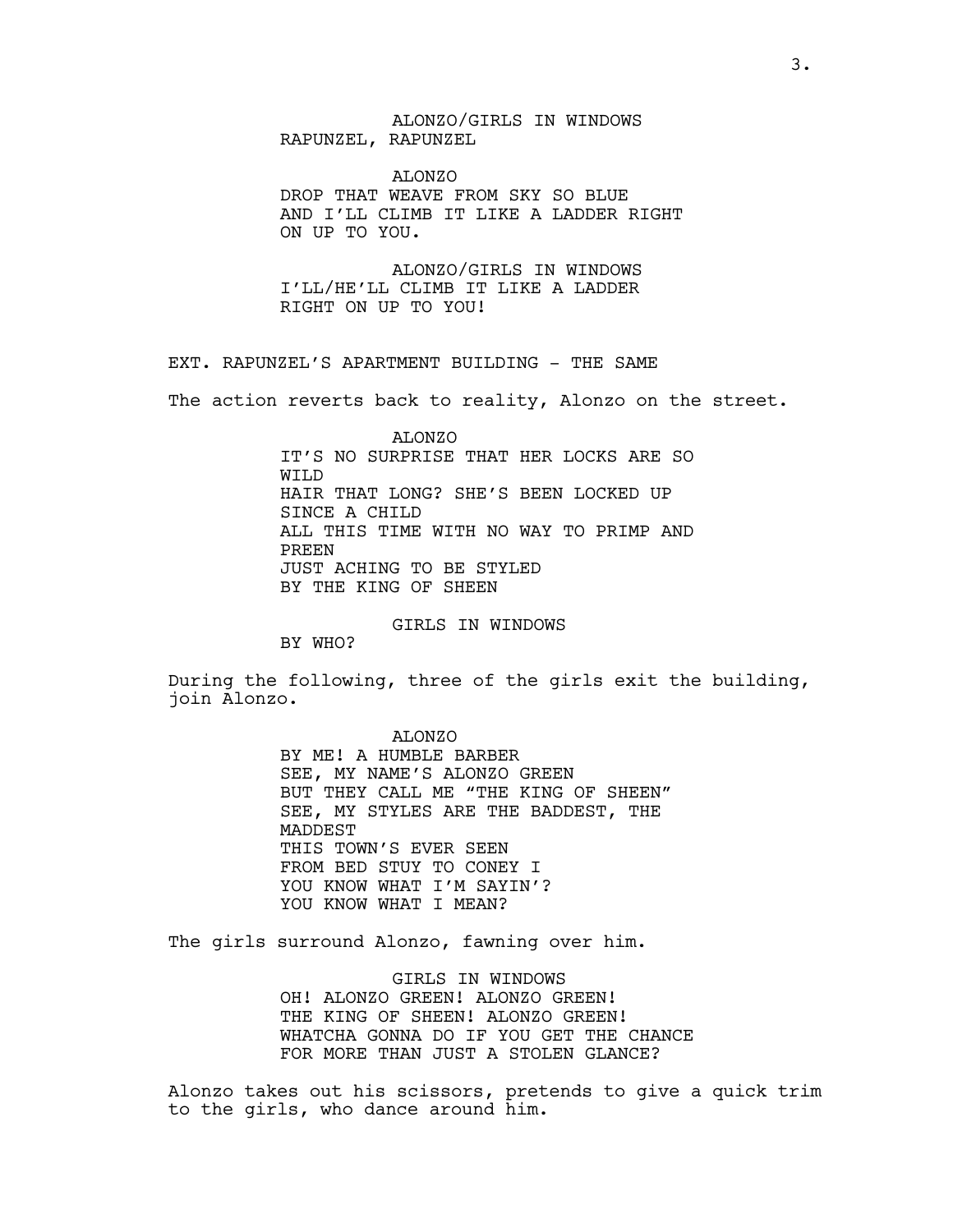ALONZO/GIRLS IN WINDOWS
RAPUNZEL, RAPUNZEL

ALONZO
DROP THAT WEAVE FROM SKY SO BLUE
AND I'LL CLIMB IT LIKE A LADDER RIGHT
ON UP TO YOU.

ALONZO/GIRLS IN WINDOWS
I'LL/HE'LL CLIMB IT LIKE A LADDER
RIGHT ON UP TO YOU!

EXT. RAPUNZEL'S APARTMENT BUILDING - THE SAME

The action reverts back to reality, Alonzo on the street.

ALONZO
IT'S NO SURPRISE THAT HER LOCKS ARE SO
WILD
HAIR THAT LONG? SHE'S BEEN LOCKED UP
SINCE A CHILD
ALL THIS TIME WITH NO WAY TO PRIMP AND
PREEN
JUST ACHING TO BE STYLED
BY THE KING OF SHEEN

GIRLS IN WINDOWS
BY WHO?

During the following, three of the girls exit the building, join Alonzo.

ALONZO
BY ME! A HUMBLE BARBER
SEE, MY NAME'S ALONZO GREEN
BUT THEY CALL ME "THE KING OF SHEEN"
SEE, MY STYLES ARE THE BADDEST, THE
MADDEST
THIS TOWN'S EVER SEEN
FROM BED STUY TO CONEY I
YOU KNOW WHAT I'M SAYIN'?
YOU KNOW WHAT I MEAN?

The girls surround Alonzo, fawning over him.

GIRLS IN WINDOWS
OH! ALONZO GREEN! ALONZO GREEN!
THE KING OF SHEEN! ALONZO GREEN!
WHATCHA GONNA DO IF YOU GET THE CHANCE
FOR MORE THAN JUST A STOLEN GLANCE?

Alonzo takes out his scissors, pretends to give a quick trim to the girls, who dance around him.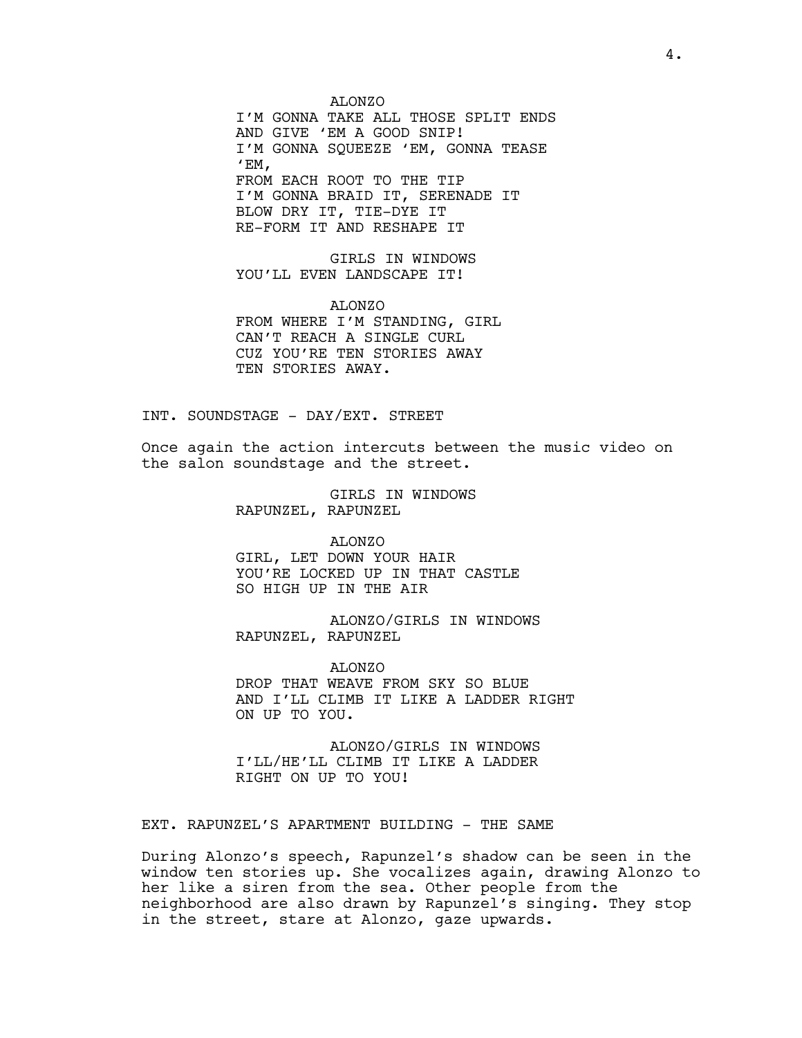ALONZO
I'M GONNA TAKE ALL THOSE SPLIT ENDS
AND GIVE 'EM A GOOD SNIP!
I'M GONNA SQUEEZE 'EM, GONNA TEASE
'EM,
FROM EACH ROOT TO THE TIP
I'M GONNA BRAID IT, SERENADE IT
BLOW DRY IT, TIE-DYE IT
RE-FORM IT AND RESHAPE IT

GIRLS IN WINDOWS
YOU'LL EVEN LANDSCAPE IT!

ALONZO
FROM WHERE I'M STANDING, GIRL
CAN'T REACH A SINGLE CURL
CUZ YOU'RE TEN STORIES AWAY
TEN STORIES AWAY.

INT. SOUNDSTAGE - DAY/EXT. STREET

Once again the action intercuts between the music video on the salon soundstage and the street.

GIRLS IN WINDOWS
RAPUNZEL, RAPUNZEL

ALONZO
GIRL, LET DOWN YOUR HAIR
YOU'RE LOCKED UP IN THAT CASTLE
SO HIGH UP IN THE AIR

ALONZO/GIRLS IN WINDOWS
RAPUNZEL, RAPUNZEL

ALONZO
DROP THAT WEAVE FROM SKY SO BLUE
AND I'LL CLIMB IT LIKE A LADDER RIGHT
ON UP TO YOU.

ALONZO/GIRLS IN WINDOWS
I'LL/HE'LL CLIMB IT LIKE A LADDER
RIGHT ON UP TO YOU!

EXT. RAPUNZEL'S APARTMENT BUILDING - THE SAME

During Alonzo's speech, Rapunzel's shadow can be seen in the window ten stories up. She vocalizes again, drawing Alonzo to her like a siren from the sea. Other people from the neighborhood are also drawn by Rapunzel's singing. They stop in the street, stare at Alonzo, gaze upwards.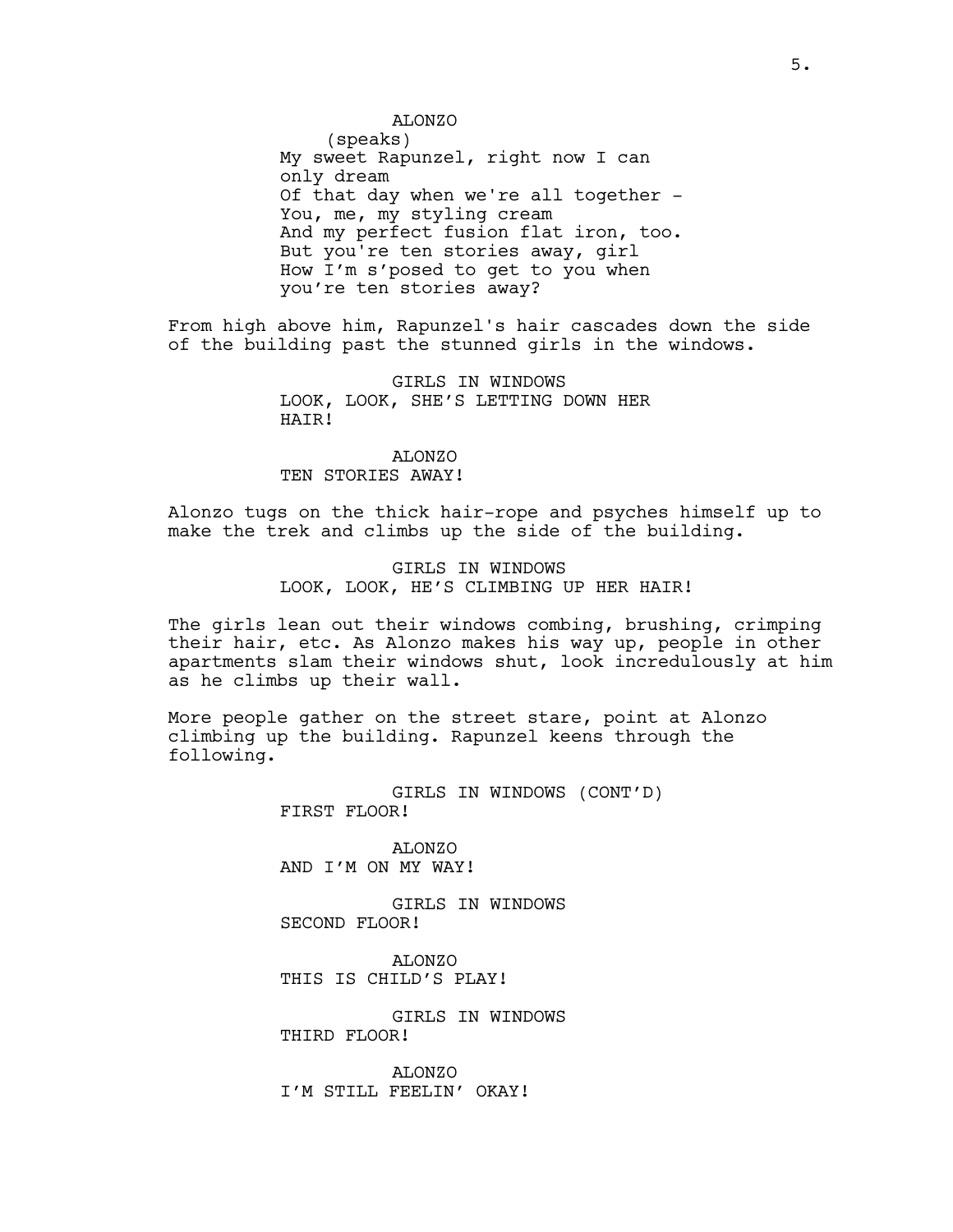ALONZO
(speaks)
My sweet Rapunzel, right now I can only dream
Of that day when we're all together -
You, me, my styling cream
And my perfect fusion flat iron, too.
But you're ten stories away, girl
How I'm s'posed to get to you when you're ten stories away?

From high above him, Rapunzel's hair cascades down the side of the building past the stunned girls in the windows.

GIRLS IN WINDOWS
LOOK, LOOK, SHE'S LETTING DOWN HER HAIR!

ALONZO
TEN STORIES AWAY!

Alonzo tugs on the thick hair-rope and psyches himself up to make the trek and climbs up the side of the building.

GIRLS IN WINDOWS
LOOK, LOOK, HE'S CLIMBING UP HER HAIR!

The girls lean out their windows combing, brushing, crimping their hair, etc. As Alonzo makes his way up, people in other apartments slam their windows shut, look incredulously at him as he climbs up their wall.

More people gather on the street stare, point at Alonzo climbing up the building. Rapunzel keens through the following.

GIRLS IN WINDOWS (CONT'D)
FIRST FLOOR!

ALONZO
AND I'M ON MY WAY!

GIRLS IN WINDOWS
SECOND FLOOR!

ALONZO
THIS IS CHILD'S PLAY!

GIRLS IN WINDOWS
THIRD FLOOR!

ALONZO
I'M STILL FEELIN' OKAY!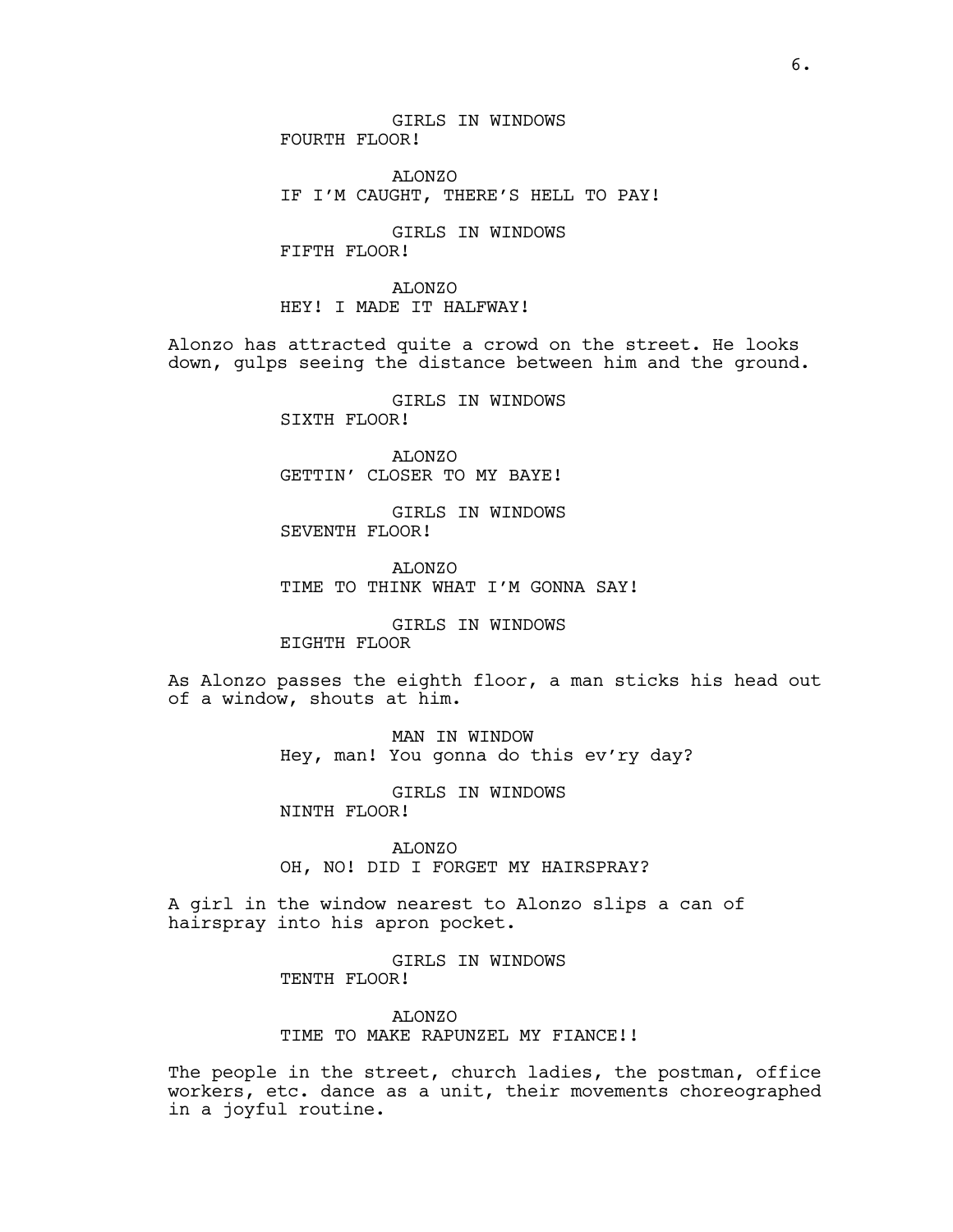GIRLS IN WINDOWS
FOURTH FLOOR!

ALONZO
IF I'M CAUGHT, THERE'S HELL TO PAY!

GIRLS IN WINDOWS
FIFTH FLOOR!

ALONZO
HEY! I MADE IT HALFWAY!

Alonzo has attracted quite a crowd on the street. He looks down, gulps seeing the distance between him and the ground.

GIRLS IN WINDOWS
SIXTH FLOOR!

ALONZO
GETTIN' CLOSER TO MY BAYE!

GIRLS IN WINDOWS
SEVENTH FLOOR!

ALONZO
TIME TO THINK WHAT I'M GONNA SAY!

GIRLS IN WINDOWS
EIGHTH FLOOR

As Alonzo passes the eighth floor, a man sticks his head out of a window, shouts at him.

MAN IN WINDOW
Hey, man! You gonna do this ev'ry day?

GIRLS IN WINDOWS
NINTH FLOOR!

ALONZO
OH, NO! DID I FORGET MY HAIRSPRAY?

A girl in the window nearest to Alonzo slips a can of hairspray into his apron pocket.

GIRLS IN WINDOWS
TENTH FLOOR!

ALONZO
TIME TO MAKE RAPUNZEL MY FIANCE!!

The people in the street, church ladies, the postman, office workers, etc. dance as a unit, their movements choreographed in a joyful routine.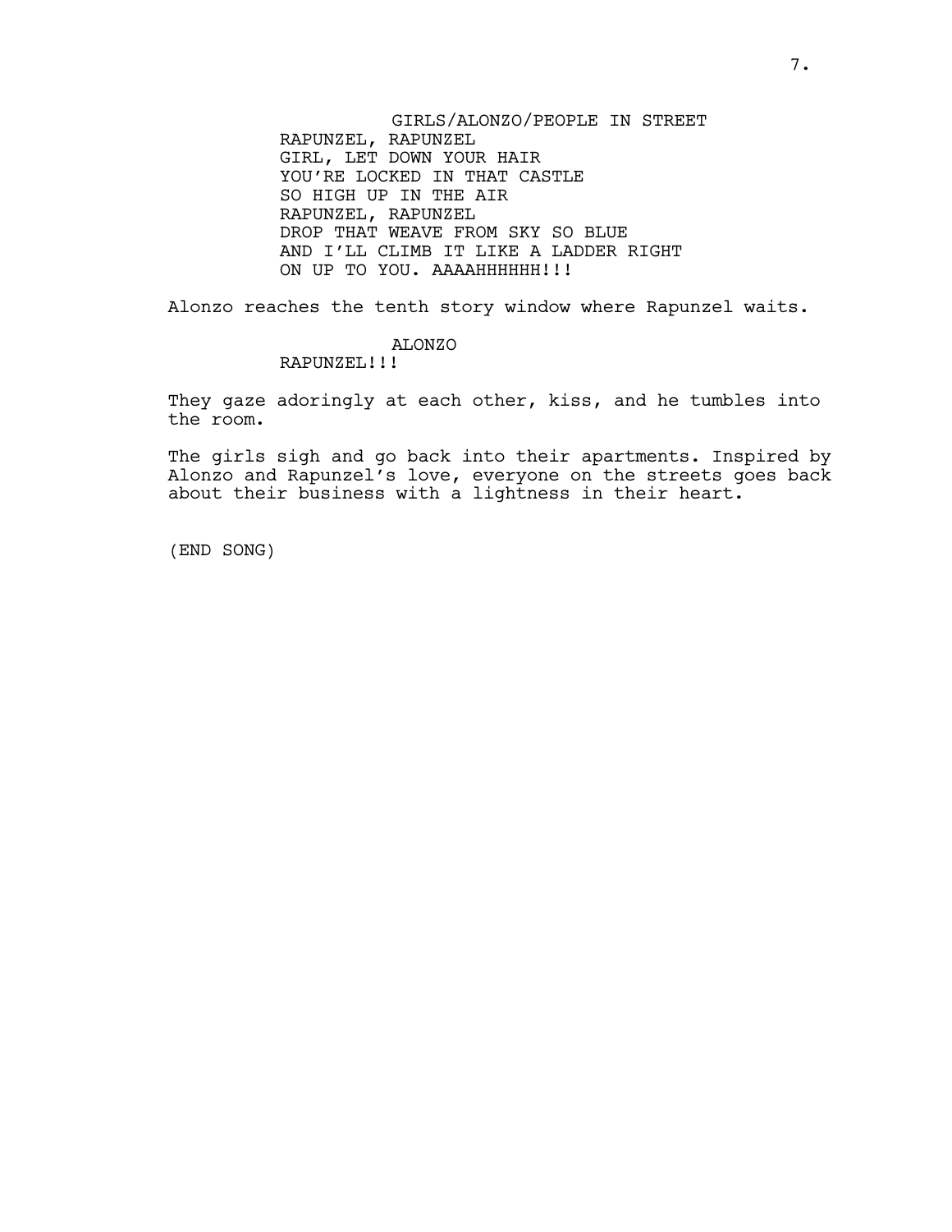GIRLS/ALONZO/PEOPLE IN STREET

RAPUNZEL, RAPUNZEL
GIRL, LET DOWN YOUR HAIR
YOU'RE LOCKED IN THAT CASTLE
SO HIGH UP IN THE AIR
RAPUNZEL, RAPUNZEL
DROP THAT WEAVE FROM SKY SO BLUE
AND I'LL CLIMB IT LIKE A LADDER RIGHT
ON UP TO YOU. AAAAHHHHHH!!!

Alonzo reaches the tenth story window where Rapunzel waits.

ALONZO

RAPUNZEL!!!

They gaze adoringly at each other, kiss, and he tumbles into the room.

The girls sigh and go back into their apartments. Inspired by Alonzo and Rapunzel's love, everyone on the streets goes back about their business with a lightness in their heart.

(END SONG)